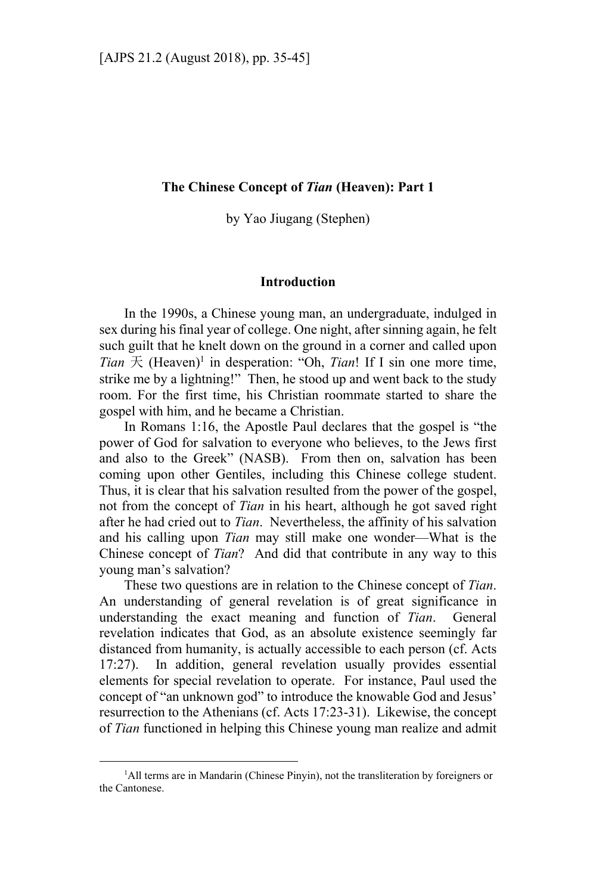# The Chinese Concept of *Tian* (Heaven): Part 1

by Yao Jiugang (Stephen)

## Introduction

In the 1990s, a Chinese young man, an undergraduate, indulged in sex during his final year of college. One night, after sinning again, he felt such guilt that he knelt down on the ground in a corner and called upon *Tian* 天 (Heaven)[1] in desperation: "Oh, *Tian*! If I sin one more time, strike me by a lightning!" Then, he stood up and went back to the study room. For the first time, his Christian roommate started to share the gospel with him, and he became a Christian.

In Romans 1:16, the Apostle Paul declares that the gospel is "the power of God for salvation to everyone who believes, to the Jews first and also to the Greek" (NASB). From then on, salvation has been coming upon other Gentiles, including this Chinese college student. Thus, it is clear that his salvation resulted from the power of the gospel, not from the concept of *Tian* in his heart, although he got saved right after he had cried out to *Tian*. Nevertheless, the affinity of his salvation and his calling upon *Tian* may still make one wonder—What is the Chinese concept of *Tian*? And did that contribute in any way to this young man's salvation?

These two questions are in relation to the Chinese concept of *Tian*. An understanding of general revelation is of great significance in understanding the exact meaning and function of *Tian*. General revelation indicates that God, as an absolute existence seemingly far distanced from humanity, is actually accessible to each person (cf. Acts 17:27). In addition, general revelation usually provides essential elements for special revelation to operate. For instance, Paul used the concept of "an unknown god" to introduce the knowable God and Jesus' resurrection to the Athenians (cf. Acts 17:23-31). Likewise, the concept of *Tian* functioned in helping this Chinese young man realize and admit

[1]All terms are in Mandarin (Chinese Pinyin), not the transliteration by foreigners or the Cantonese.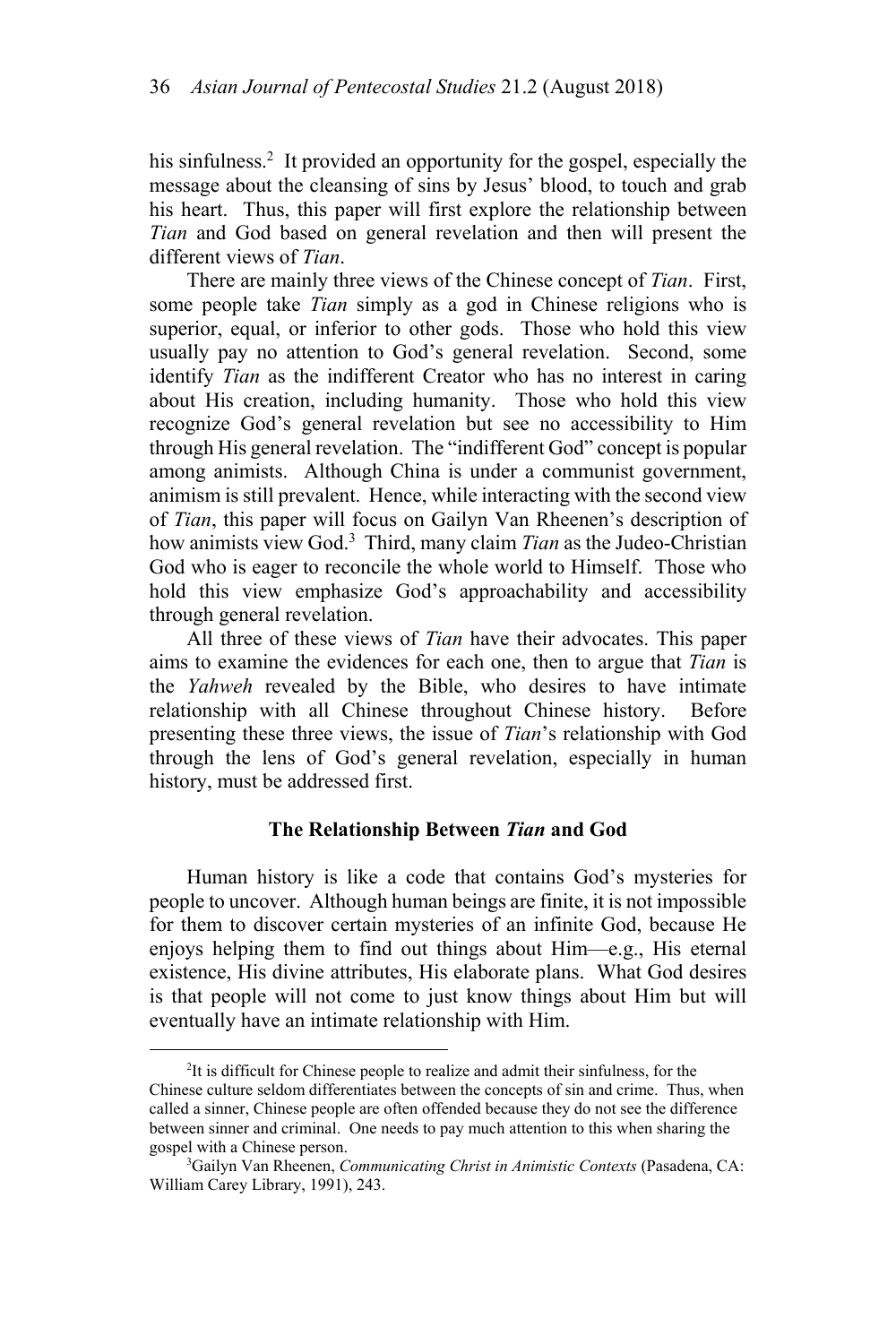his sinfulness.[2] It provided an opportunity for the gospel, especially the message about the cleansing of sins by Jesus' blood, to touch and grab his heart. Thus, this paper will first explore the relationship between *Tian* and God based on general revelation and then will present the different views of *Tian*.

There are mainly three views of the Chinese concept of *Tian*. First, some people take *Tian* simply as a god in Chinese religions who is superior, equal, or inferior to other gods. Those who hold this view usually pay no attention to God's general revelation. Second, some identify *Tian* as the indifferent Creator who has no interest in caring about His creation, including humanity. Those who hold this view recognize God's general revelation but see no accessibility to Him through His general revelation. The "indifferent God" concept is popular among animists. Although China is under a communist government, animism is still prevalent. Hence, while interacting with the second view of *Tian*, this paper will focus on Gailyn Van Rheenen's description of how animists view God.[3] Third, many claim *Tian* as the Judeo-Christian God who is eager to reconcile the whole world to Himself. Those who hold this view emphasize God's approachability and accessibility through general revelation.

All three of these views of *Tian* have their advocates. This paper aims to examine the evidences for each one, then to argue that *Tian* is the *Yahweh* revealed by the Bible, who desires to have intimate relationship with all Chinese throughout Chinese history. Before presenting these three views, the issue of *Tian*'s relationship with God through the lens of God's general revelation, especially in human history, must be addressed first.

## The Relationship Between *Tian* and God

Human history is like a code that contains God's mysteries for people to uncover. Although human beings are finite, it is not impossible for them to discover certain mysteries of an infinite God, because He enjoys helping them to find out things about Him—e.g., His eternal existence, His divine attributes, His elaborate plans. What God desires is that people will not come to just know things about Him but will eventually have an intimate relationship with Him.

---

[2] It is difficult for Chinese people to realize and admit their sinfulness, for the Chinese culture seldom differentiates between the concepts of sin and crime. Thus, when called a sinner, Chinese people are often offended because they do not see the difference between sinner and criminal. One needs to pay much attention to this when sharing the gospel with a Chinese person.

[3] Gailyn Van Rheenen, *Communicating Christ in Animistic Contexts* (Pasadena, CA: William Carey Library, 1991), 243.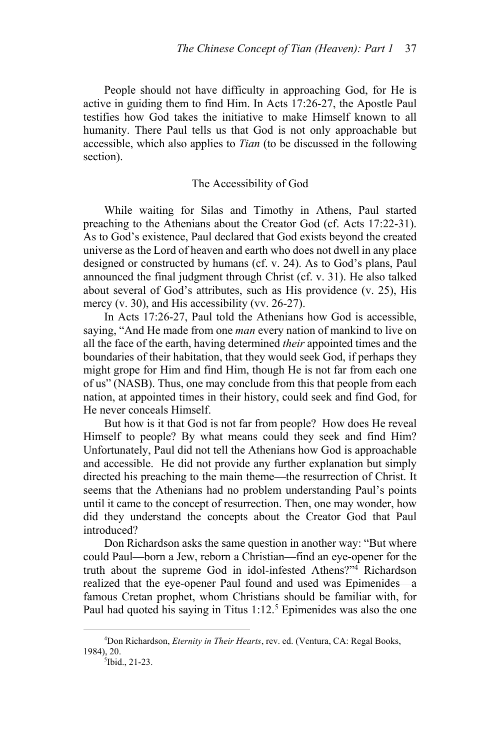People should not have difficulty in approaching God, for He is active in guiding them to find Him. In Acts 17:26-27, the Apostle Paul testifies how God takes the initiative to make Himself known to all humanity. There Paul tells us that God is not only approachable but accessible, which also applies to *Tian* (to be discussed in the following section).

## The Accessibility of God

While waiting for Silas and Timothy in Athens, Paul started preaching to the Athenians about the Creator God (cf. Acts 17:22-31). As to God's existence, Paul declared that God exists beyond the created universe as the Lord of heaven and earth who does not dwell in any place designed or constructed by humans (cf. v. 24). As to God's plans, Paul announced the final judgment through Christ (cf. v. 31). He also talked about several of God's attributes, such as His providence (v. 25), His mercy (v. 30), and His accessibility (vv. 26-27).

In Acts 17:26-27, Paul told the Athenians how God is accessible, saying, "And He made from one *man* every nation of mankind to live on all the face of the earth, having determined *their* appointed times and the boundaries of their habitation, that they would seek God, if perhaps they might grope for Him and find Him, though He is not far from each one of us" (NASB). Thus, one may conclude from this that people from each nation, at appointed times in their history, could seek and find God, for He never conceals Himself.

But how is it that God is not far from people? How does He reveal Himself to people? By what means could they seek and find Him? Unfortunately, Paul did not tell the Athenians how God is approachable and accessible. He did not provide any further explanation but simply directed his preaching to the main theme—the resurrection of Christ. It seems that the Athenians had no problem understanding Paul's points until it came to the concept of resurrection. Then, one may wonder, how did they understand the concepts about the Creator God that Paul introduced?

Don Richardson asks the same question in another way: "But where could Paul—born a Jew, reborn a Christian—find an eye-opener for the truth about the supreme God in idol-infested Athens?"[4] Richardson realized that the eye-opener Paul found and used was Epimenides—a famous Cretan prophet, whom Christians should be familiar with, for Paul had quoted his saying in Titus 1:12.[5] Epimenides was also the one

---

[4]Don Richardson, *Eternity in Their Hearts*, rev. ed. (Ventura, CA: Regal Books, 1984), 20.

[5]Ibid., 21-23.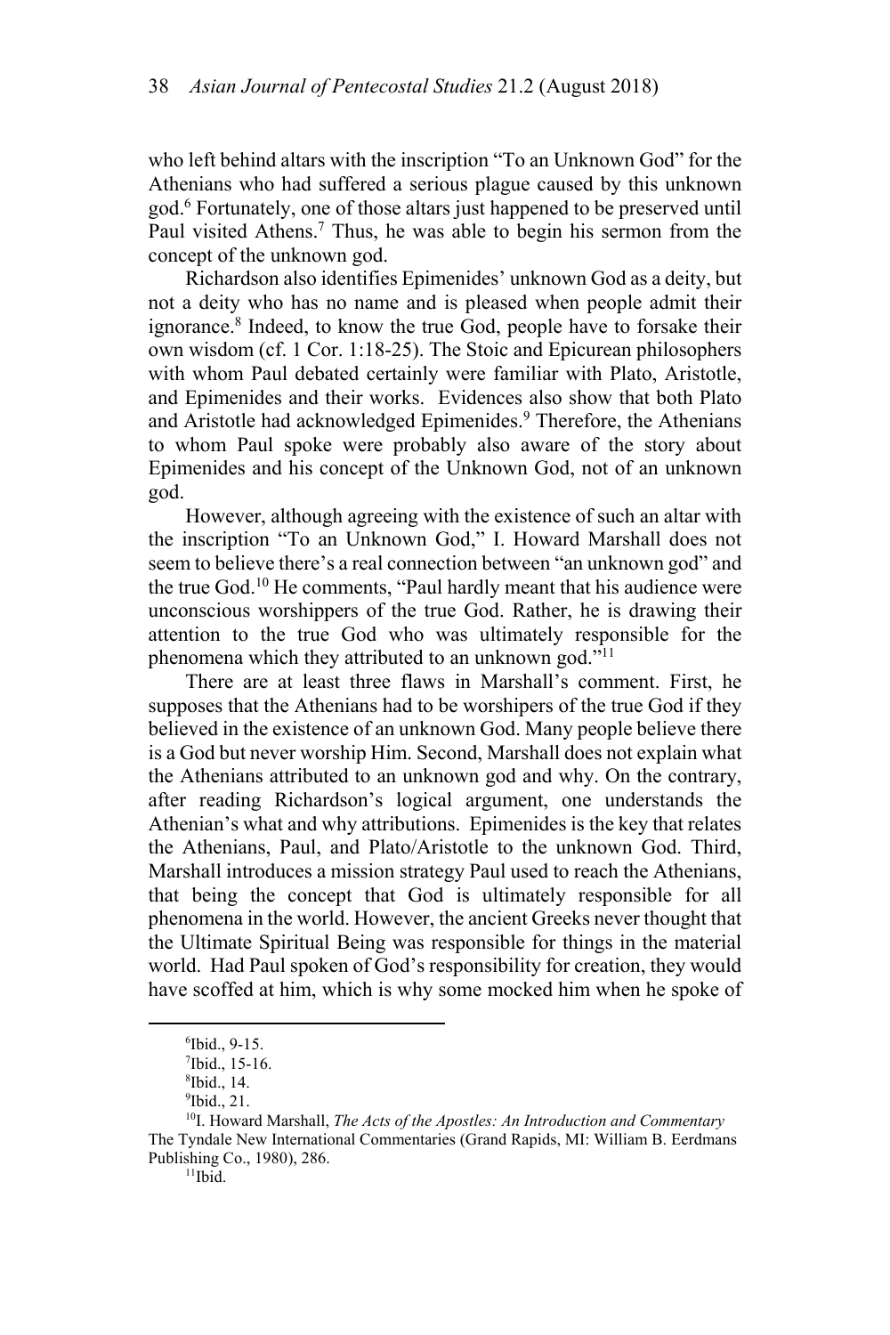who left behind altars with the inscription "To an Unknown God" for the Athenians who had suffered a serious plague caused by this unknown god.[6] Fortunately, one of those altars just happened to be preserved until Paul visited Athens.[7] Thus, he was able to begin his sermon from the concept of the unknown god.

Richardson also identifies Epimenides' unknown God as a deity, but not a deity who has no name and is pleased when people admit their ignorance.[8] Indeed, to know the true God, people have to forsake their own wisdom (cf. 1 Cor. 1:18-25). The Stoic and Epicurean philosophers with whom Paul debated certainly were familiar with Plato, Aristotle, and Epimenides and their works. Evidences also show that both Plato and Aristotle had acknowledged Epimenides.[9] Therefore, the Athenians to whom Paul spoke were probably also aware of the story about Epimenides and his concept of the Unknown God, not of an unknown god.

However, although agreeing with the existence of such an altar with the inscription "To an Unknown God," I. Howard Marshall does not seem to believe there's a real connection between "an unknown god" and the true God.[10] He comments, "Paul hardly meant that his audience were unconscious worshippers of the true God. Rather, he is drawing their attention to the true God who was ultimately responsible for the phenomena which they attributed to an unknown god."[11]

There are at least three flaws in Marshall's comment. First, he supposes that the Athenians had to be worshipers of the true God if they believed in the existence of an unknown God. Many people believe there is a God but never worship Him. Second, Marshall does not explain what the Athenians attributed to an unknown god and why. On the contrary, after reading Richardson's logical argument, one understands the Athenian's what and why attributions. Epimenides is the key that relates the Athenians, Paul, and Plato/Aristotle to the unknown God. Third, Marshall introduces a mission strategy Paul used to reach the Athenians, that being the concept that God is ultimately responsible for all phenomena in the world. However, the ancient Greeks never thought that the Ultimate Spiritual Being was responsible for things in the material world. Had Paul spoken of God's responsibility for creation, they would have scoffed at him, which is why some mocked him when he spoke of

---

[6] Ibid., 9-15.

[7] Ibid., 15-16.

[8] Ibid., 14.

[9] Ibid., 21.

[10] I. Howard Marshall, *The Acts of the Apostles: An Introduction and Commentary* The Tyndale New International Commentaries (Grand Rapids, MI: William B. Eerdmans Publishing Co., 1980), 286.

[11] Ibid.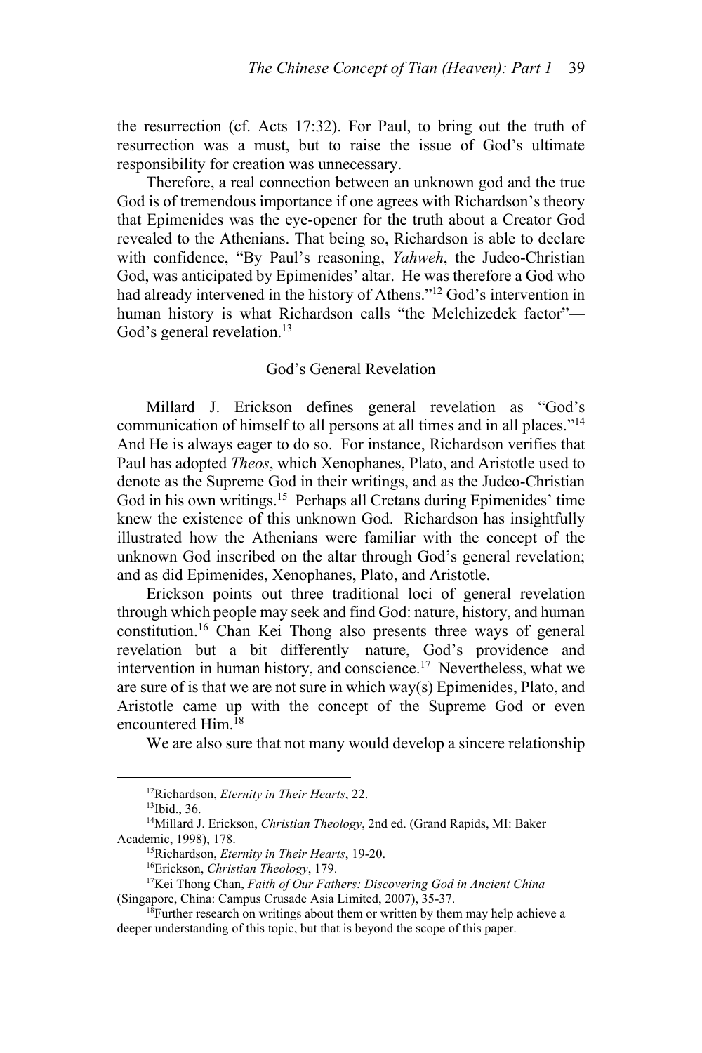the resurrection (cf. Acts 17:32). For Paul, to bring out the truth of resurrection was a must, but to raise the issue of God's ultimate responsibility for creation was unnecessary.

Therefore, a real connection between an unknown god and the true God is of tremendous importance if one agrees with Richardson's theory that Epimenides was the eye-opener for the truth about a Creator God revealed to the Athenians. That being so, Richardson is able to declare with confidence, "By Paul's reasoning, *Yahweh*, the Judeo-Christian God, was anticipated by Epimenides' altar. He was therefore a God who had already intervened in the history of Athens."[12] God's intervention in human history is what Richardson calls "the Melchizedek factor"—God's general revelation.[13]

## God's General Revelation

Millard J. Erickson defines general revelation as "God's communication of himself to all persons at all times and in all places."[14] And He is always eager to do so. For instance, Richardson verifies that Paul has adopted *Theos*, which Xenophanes, Plato, and Aristotle used to denote as the Supreme God in their writings, and as the Judeo-Christian God in his own writings.[15] Perhaps all Cretans during Epimenides' time knew the existence of this unknown God. Richardson has insightfully illustrated how the Athenians were familiar with the concept of the unknown God inscribed on the altar through God's general revelation; and as did Epimenides, Xenophanes, Plato, and Aristotle.

Erickson points out three traditional loci of general revelation through which people may seek and find God: nature, history, and human constitution.[16] Chan Kei Thong also presents three ways of general revelation but a bit differently—nature, God's providence and intervention in human history, and conscience.[17] Nevertheless, what we are sure of is that we are not sure in which way(s) Epimenides, Plato, and Aristotle came up with the concept of the Supreme God or even encountered Him.[18]

We are also sure that not many would develop a sincere relationship

---

[12]Richardson, *Eternity in Their Hearts*, 22.

[13]Ibid., 36.

[14]Millard J. Erickson, *Christian Theology*, 2nd ed. (Grand Rapids, MI: Baker Academic, 1998), 178.

[15]Richardson, *Eternity in Their Hearts*, 19-20.

[16]Erickson, *Christian Theology*, 179.

[17]Kei Thong Chan, *Faith of Our Fathers: Discovering God in Ancient China* (Singapore, China: Campus Crusade Asia Limited, 2007), 35-37.

[18]Further research on writings about them or written by them may help achieve a deeper understanding of this topic, but that is beyond the scope of this paper.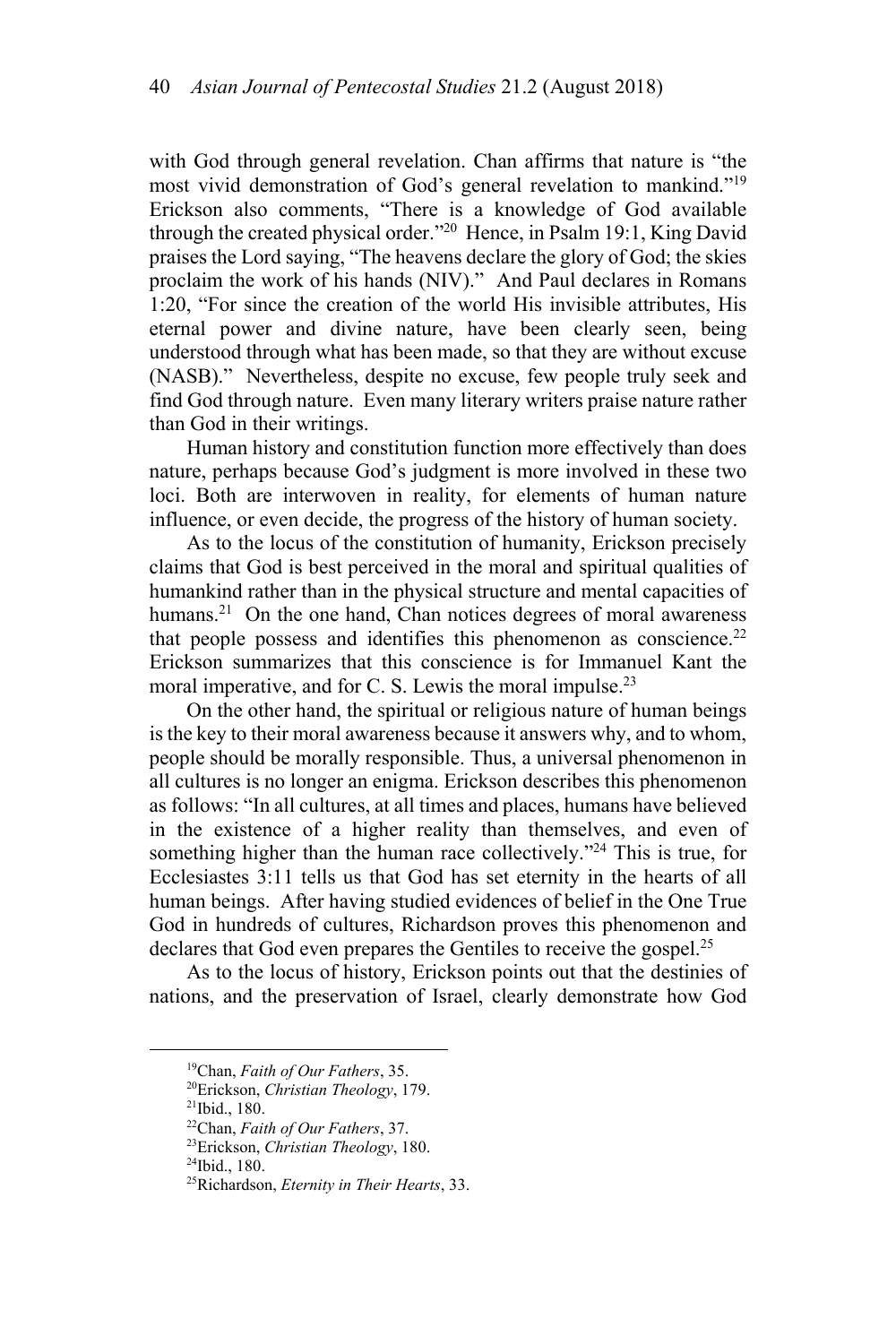with God through general revelation. Chan affirms that nature is "the most vivid demonstration of God's general revelation to mankind."[19] Erickson also comments, "There is a knowledge of God available through the created physical order."[20] Hence, in Psalm 19:1, King David praises the Lord saying, "The heavens declare the glory of God; the skies proclaim the work of his hands (NIV)." And Paul declares in Romans 1:20, "For since the creation of the world His invisible attributes, His eternal power and divine nature, have been clearly seen, being understood through what has been made, so that they are without excuse (NASB)." Nevertheless, despite no excuse, few people truly seek and find God through nature. Even many literary writers praise nature rather than God in their writings.

Human history and constitution function more effectively than does nature, perhaps because God's judgment is more involved in these two loci. Both are interwoven in reality, for elements of human nature influence, or even decide, the progress of the history of human society.

As to the locus of the constitution of humanity, Erickson precisely claims that God is best perceived in the moral and spiritual qualities of humankind rather than in the physical structure and mental capacities of humans.[21] On the one hand, Chan notices degrees of moral awareness that people possess and identifies this phenomenon as conscience.[22] Erickson summarizes that this conscience is for Immanuel Kant the moral imperative, and for C. S. Lewis the moral impulse.[23]

On the other hand, the spiritual or religious nature of human beings is the key to their moral awareness because it answers why, and to whom, people should be morally responsible. Thus, a universal phenomenon in all cultures is no longer an enigma. Erickson describes this phenomenon as follows: "In all cultures, at all times and places, humans have believed in the existence of a higher reality than themselves, and even of something higher than the human race collectively."[24] This is true, for Ecclesiastes 3:11 tells us that God has set eternity in the hearts of all human beings. After having studied evidences of belief in the One True God in hundreds of cultures, Richardson proves this phenomenon and declares that God even prepares the Gentiles to receive the gospel.[25]

As to the locus of history, Erickson points out that the destinies of nations, and the preservation of Israel, clearly demonstrate how God

---

[19]Chan, *Faith of Our Fathers*, 35.

[20]Erickson, *Christian Theology*, 179.

[21]Ibid., 180.

[22]Chan, *Faith of Our Fathers*, 37.

[23]Erickson, *Christian Theology*, 180.

[24]Ibid., 180.

[25]Richardson, *Eternity in Their Hearts*, 33.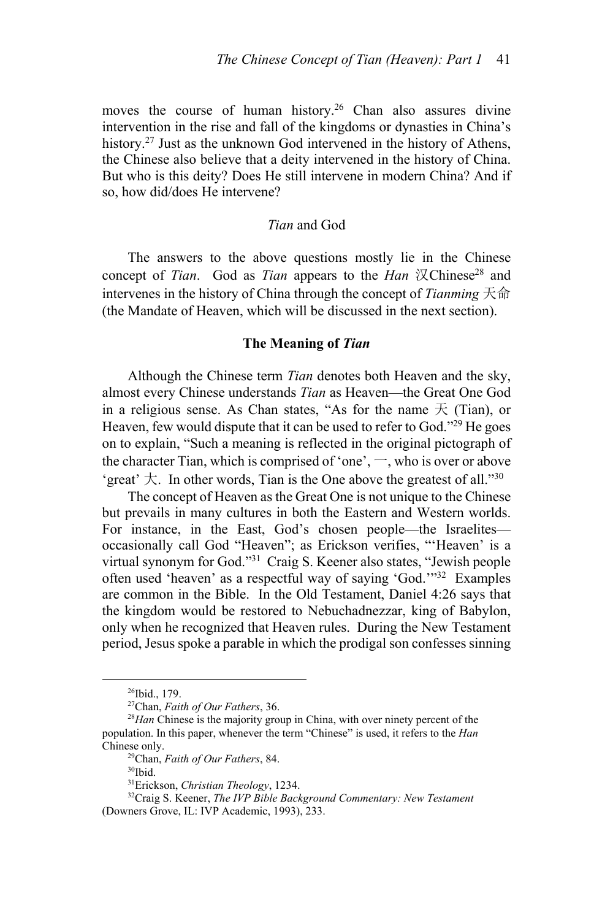moves the course of human history.[26] Chan also assures divine intervention in the rise and fall of the kingdoms or dynasties in China's history.[27] Just as the unknown God intervened in the history of Athens, the Chinese also believe that a deity intervened in the history of China. But who is this deity? Does He still intervene in modern China? And if so, how did/does He intervene?

### *Tian* and God

The answers to the above questions mostly lie in the Chinese concept of *Tian*. God as *Tian* appears to the *Han* 汉Chinese[28] and intervenes in the history of China through the concept of *Tianming* 天命 (the Mandate of Heaven, which will be discussed in the next section).

### **The Meaning of *Tian***

Although the Chinese term *Tian* denotes both Heaven and the sky, almost every Chinese understands *Tian* as Heaven—the Great One God in a religious sense. As Chan states, "As for the name 天 (Tian), or Heaven, few would dispute that it can be used to refer to God."[29] He goes on to explain, "Such a meaning is reflected in the original pictograph of the character Tian, which is comprised of 'one', 一, who is over or above 'great' 大. In other words, Tian is the One above the greatest of all."[30]

The concept of Heaven as the Great One is not unique to the Chinese but prevails in many cultures in both the Eastern and Western worlds. For instance, in the East, God's chosen people—the Israelites—occasionally call God "Heaven"; as Erickson verifies, "'Heaven' is a virtual synonym for God."[31] Craig S. Keener also states, "Jewish people often used 'heaven' as a respectful way of saying 'God.'"[32] Examples are common in the Bible. In the Old Testament, Daniel 4:26 says that the kingdom would be restored to Nebuchadnezzar, king of Babylon, only when he recognized that Heaven rules. During the New Testament period, Jesus spoke a parable in which the prodigal son confesses sinning

---

[26] Ibid., 179.

[27] Chan, *Faith of Our Fathers*, 36.

[28] *Han* Chinese is the majority group in China, with over ninety percent of the population. In this paper, whenever the term "Chinese" is used, it refers to the *Han* Chinese only.

[29] Chan, *Faith of Our Fathers*, 84.

[30] Ibid.

[31] Erickson, *Christian Theology*, 1234.

[32] Craig S. Keener, *The IVP Bible Background Commentary: New Testament* (Downers Grove, IL: IVP Academic, 1993), 233.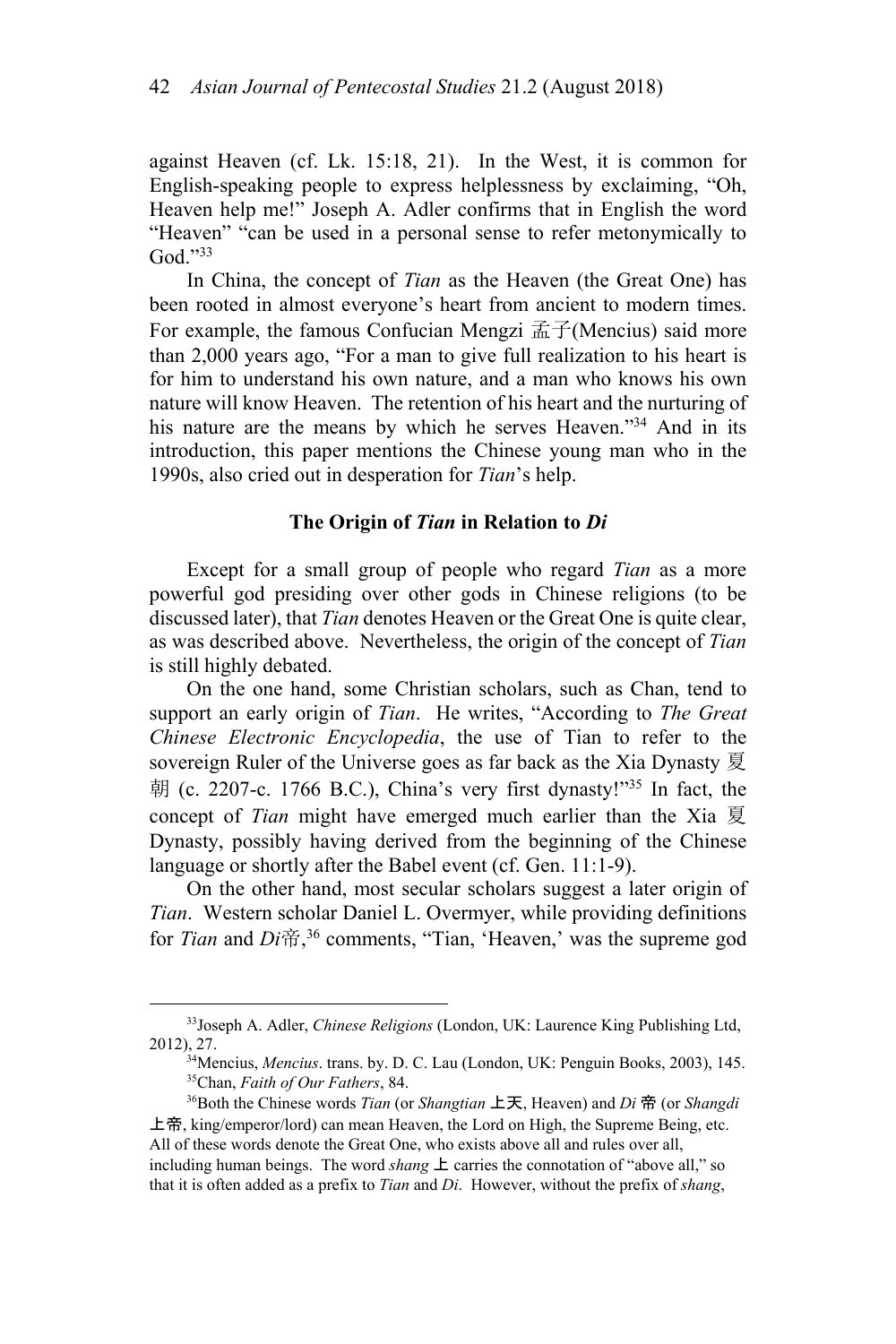against Heaven (cf. Lk. 15:18, 21). In the West, it is common for English-speaking people to express helplessness by exclaiming, "Oh, Heaven help me!" Joseph A. Adler confirms that in English the word "Heaven" "can be used in a personal sense to refer metonymically to God."[33]

In China, the concept of *Tian* as the Heaven (the Great One) has been rooted in almost everyone's heart from ancient to modern times. For example, the famous Confucian Mengzi 孟子(Mencius) said more than 2,000 years ago, "For a man to give full realization to his heart is for him to understand his own nature, and a man who knows his own nature will know Heaven. The retention of his heart and the nurturing of his nature are the means by which he serves Heaven."[34] And in its introduction, this paper mentions the Chinese young man who in the 1990s, also cried out in desperation for *Tian*'s help.

### The Origin of *Tian* in Relation to *Di*

Except for a small group of people who regard *Tian* as a more powerful god presiding over other gods in Chinese religions (to be discussed later), that *Tian* denotes Heaven or the Great One is quite clear, as was described above. Nevertheless, the origin of the concept of *Tian* is still highly debated.

On the one hand, some Christian scholars, such as Chan, tend to support an early origin of *Tian*. He writes, "According to *The Great Chinese Electronic Encyclopedia*, the use of Tian to refer to the sovereign Ruler of the Universe goes as far back as the Xia Dynasty 夏朝 (c. 2207-c. 1766 B.C.), China's very first dynasty!"[35] In fact, the concept of *Tian* might have emerged much earlier than the Xia 夏 Dynasty, possibly having derived from the beginning of the Chinese language or shortly after the Babel event (cf. Gen. 11:1-9).

On the other hand, most secular scholars suggest a later origin of *Tian*. Western scholar Daniel L. Overmyer, while providing definitions for *Tian* and *Di*帝,[36] comments, "Tian, 'Heaven,' was the supreme god

---

[33] Joseph A. Adler, *Chinese Religions* (London, UK: Laurence King Publishing Ltd, 2012), 27.

[34] Mencius, *Mencius*. trans. by. D. C. Lau (London, UK: Penguin Books, 2003), 145.

[35] Chan, *Faith of Our Fathers*, 84.

[36] Both the Chinese words *Tian* (or *Shangtian* 上天, Heaven) and *Di* 帝 (or *Shangdi* 上帝, king/emperor/lord) can mean Heaven, the Lord on High, the Supreme Being, etc. All of these words denote the Great One, who exists above all and rules over all, including human beings. The word *shang* 上 carries the connotation of "above all," so that it is often added as a prefix to *Tian* and *Di*. However, without the prefix of *shang*,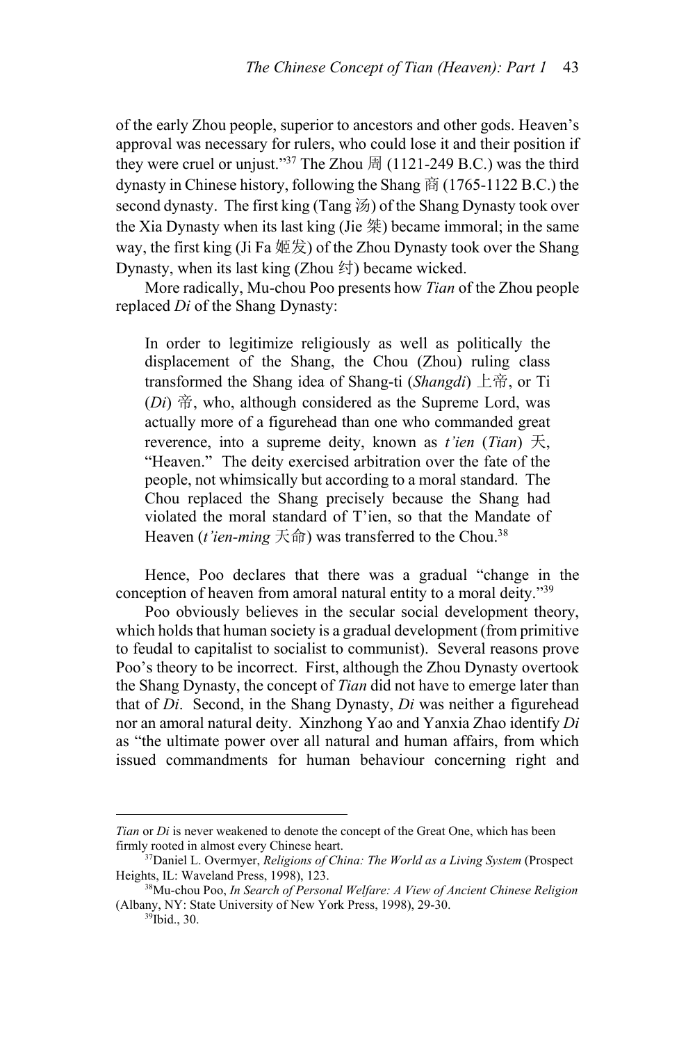of the early Zhou people, superior to ancestors and other gods. Heaven's approval was necessary for rulers, who could lose it and their position if they were cruel or unjust."[37] The Zhou 周 (1121-249 B.C.) was the third dynasty in Chinese history, following the Shang 商 (1765-1122 B.C.) the second dynasty. The first king (Tang 汤) of the Shang Dynasty took over the Xia Dynasty when its last king (Jie 桀) became immoral; in the same way, the first king (Ji Fa 姬发) of the Zhou Dynasty took over the Shang Dynasty, when its last king (Zhou 纣) became wicked.

More radically, Mu-chou Poo presents how *Tian* of the Zhou people replaced *Di* of the Shang Dynasty:

> In order to legitimize religiously as well as politically the displacement of the Shang, the Chou (Zhou) ruling class transformed the Shang idea of Shang-ti (*Shangdi*) 上帝, or Ti (*Di*) 帝, who, although considered as the Supreme Lord, was actually more of a figurehead than one who commanded great reverence, into a supreme deity, known as *t'ien* (*Tian*) 天, "Heaven." The deity exercised arbitration over the fate of the people, not whimsically but according to a moral standard. The Chou replaced the Shang precisely because the Shang had violated the moral standard of T'ien, so that the Mandate of Heaven (*t'ien-ming* 天命) was transferred to the Chou.[38]

Hence, Poo declares that there was a gradual "change in the conception of heaven from amoral natural entity to a moral deity."[39]

Poo obviously believes in the secular social development theory, which holds that human society is a gradual development (from primitive to feudal to capitalist to socialist to communist). Several reasons prove Poo's theory to be incorrect. First, although the Zhou Dynasty overtook the Shang Dynasty, the concept of *Tian* did not have to emerge later than that of *Di*. Second, in the Shang Dynasty, *Di* was neither a figurehead nor an amoral natural deity. Xinzhong Yao and Yanxia Zhao identify *Di* as "the ultimate power over all natural and human affairs, from which issued commandments for human behaviour concerning right and

---

*Tian* or *Di* is never weakened to denote the concept of the Great One, which has been firmly rooted in almost every Chinese heart.

[37] Daniel L. Overmyer, *Religions of China: The World as a Living System* (Prospect Heights, IL: Waveland Press, 1998), 123.

[38] Mu-chou Poo, *In Search of Personal Welfare: A View of Ancient Chinese Religion* (Albany, NY: State University of New York Press, 1998), 29-30.

[39] Ibid., 30.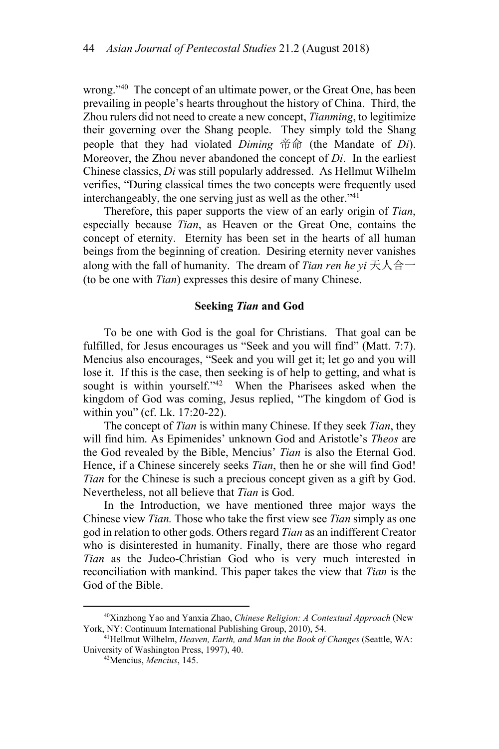wrong."[40] The concept of an ultimate power, or the Great One, has been prevailing in people's hearts throughout the history of China. Third, the Zhou rulers did not need to create a new concept, *Tianming*, to legitimize their governing over the Shang people. They simply told the Shang people that they had violated *Diming* 帝命 (the Mandate of *Di*). Moreover, the Zhou never abandoned the concept of *Di*. In the earliest Chinese classics, *Di* was still popularly addressed. As Hellmut Wilhelm verifies, "During classical times the two concepts were frequently used interchangeably, the one serving just as well as the other."[41]

Therefore, this paper supports the view of an early origin of *Tian*, especially because *Tian*, as Heaven or the Great One, contains the concept of eternity. Eternity has been set in the hearts of all human beings from the beginning of creation. Desiring eternity never vanishes along with the fall of humanity. The dream of *Tian ren he yi* 天人合一 (to be one with *Tian*) expresses this desire of many Chinese.

## Seeking *Tian* and God

To be one with God is the goal for Christians. That goal can be fulfilled, for Jesus encourages us "Seek and you will find" (Matt. 7:7). Mencius also encourages, "Seek and you will get it; let go and you will lose it. If this is the case, then seeking is of help to getting, and what is sought is within yourself."[42] When the Pharisees asked when the kingdom of God was coming, Jesus replied, "The kingdom of God is within you" (cf. Lk. 17:20-22).

The concept of *Tian* is within many Chinese. If they seek *Tian*, they will find him. As Epimenides' unknown God and Aristotle's *Theos* are the God revealed by the Bible, Mencius' *Tian* is also the Eternal God. Hence, if a Chinese sincerely seeks *Tian*, then he or she will find God! *Tian* for the Chinese is such a precious concept given as a gift by God. Nevertheless, not all believe that *Tian* is God.

In the Introduction, we have mentioned three major ways the Chinese view *Tian.* Those who take the first view see *Tian* simply as one god in relation to other gods. Others regard *Tian* as an indifferent Creator who is disinterested in humanity. Finally, there are those who regard *Tian* as the Judeo-Christian God who is very much interested in reconciliation with mankind. This paper takes the view that *Tian* is the God of the Bible.

---

[40]Xinzhong Yao and Yanxia Zhao, *Chinese Religion: A Contextual Approach* (New York, NY: Continuum International Publishing Group, 2010), 54.

[41]Hellmut Wilhelm, *Heaven, Earth, and Man in the Book of Changes* (Seattle, WA: University of Washington Press, 1997), 40.

[42]Mencius, *Mencius*, 145.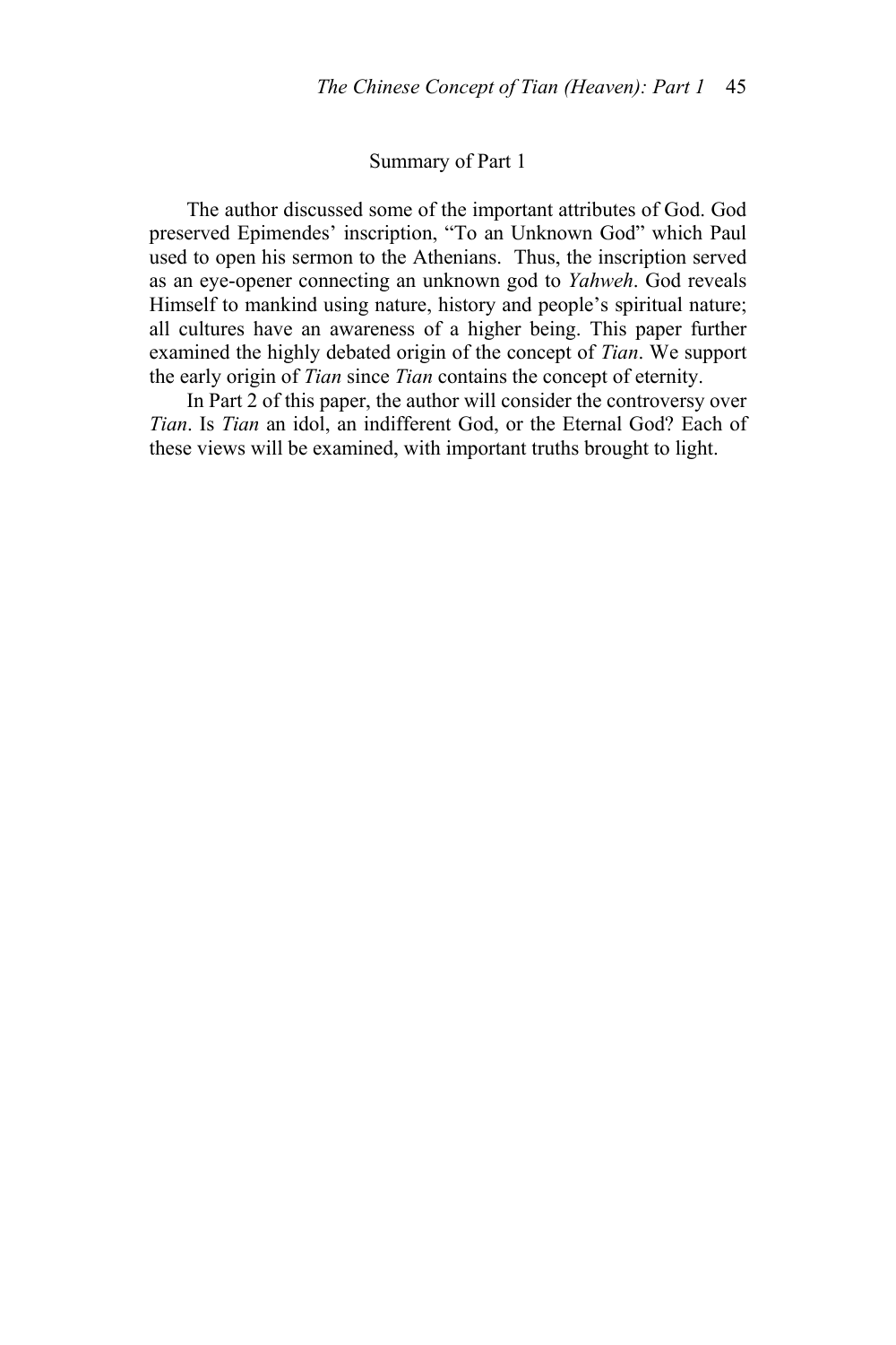## Summary of Part 1

The author discussed some of the important attributes of God. God preserved Epimendes' inscription, "To an Unknown God" which Paul used to open his sermon to the Athenians. Thus, the inscription served as an eye-opener connecting an unknown god to *Yahweh*. God reveals Himself to mankind using nature, history and people's spiritual nature; all cultures have an awareness of a higher being. This paper further examined the highly debated origin of the concept of *Tian*. We support the early origin of *Tian* since *Tian* contains the concept of eternity.

In Part 2 of this paper, the author will consider the controversy over *Tian*. Is *Tian* an idol, an indifferent God, or the Eternal God? Each of these views will be examined, with important truths brought to light.